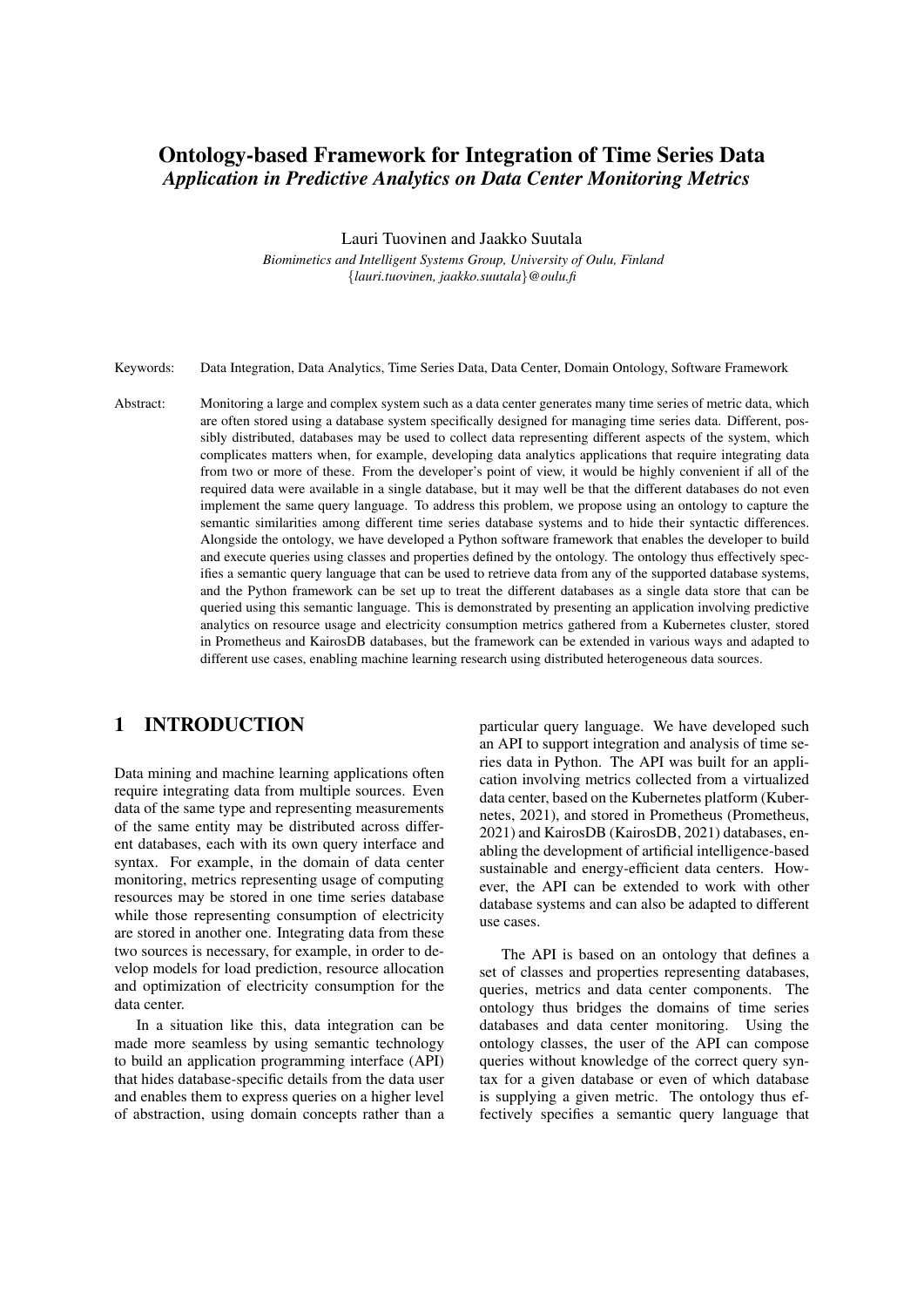# Ontology-based Framework for Integration of Time Series Data

## *Application in Predictive Analytics on Data Center Monitoring Metrics*

Lauri Tuovinen and Jaakko Suutala

*Biomimetics and Intelligent Systems Group, University of Oulu, Finland*
*{lauri.tuovinen, jaakko.suutala}@oulu.fi*

Keywords: Data Integration, Data Analytics, Time Series Data, Data Center, Domain Ontology, Software Framework

Abstract: Monitoring a large and complex system such as a data center generates many time series of metric data, which are often stored using a database system specifically designed for managing time series data. Different, possibly distributed, databases may be used to collect data representing different aspects of the system, which complicates matters when, for example, developing data analytics applications that require integrating data from two or more of these. From the developer's point of view, it would be highly convenient if all of the required data were available in a single database, but it may well be that the different databases do not even implement the same query language. To address this problem, we propose using an ontology to capture the semantic similarities among different time series database systems and to hide their syntactic differences. Alongside the ontology, we have developed a Python software framework that enables the developer to build and execute queries using classes and properties defined by the ontology. The ontology thus effectively specifies a semantic query language that can be used to retrieve data from any of the supported database systems, and the Python framework can be set up to treat the different databases as a single data store that can be queried using this semantic language. This is demonstrated by presenting an application involving predictive analytics on resource usage and electricity consumption metrics gathered from a Kubernetes cluster, stored in Prometheus and KairosDB databases, but the framework can be extended in various ways and adapted to different use cases, enabling machine learning research using distributed heterogeneous data sources.

## 1 INTRODUCTION

Data mining and machine learning applications often require integrating data from multiple sources. Even data of the same type and representing measurements of the same entity may be distributed across different databases, each with its own query interface and syntax. For example, in the domain of data center monitoring, metrics representing usage of computing resources may be stored in one time series database while those representing consumption of electricity are stored in another one. Integrating data from these two sources is necessary, for example, in order to develop models for load prediction, resource allocation and optimization of electricity consumption for the data center.

In a situation like this, data integration can be made more seamless by using semantic technology to build an application programming interface (API) that hides database-specific details from the data user and enables them to express queries on a higher level of abstraction, using domain concepts rather than a particular query language. We have developed such an API to support integration and analysis of time series data in Python. The API was built for an application involving metrics collected from a virtualized data center, based on the Kubernetes platform (Kubernetes, 2021), and stored in Prometheus (Prometheus, 2021) and KairosDB (KairosDB, 2021) databases, enabling the development of artificial intelligence-based sustainable and energy-efficient data centers. However, the API can be extended to work with other database systems and can also be adapted to different use cases.

The API is based on an ontology that defines a set of classes and properties representing databases, queries, metrics and data center components. The ontology thus bridges the domains of time series databases and data center monitoring. Using the ontology classes, the user of the API can compose queries without knowledge of the correct query syntax for a given database or even of which database is supplying a given metric. The ontology thus effectively specifies a semantic query language that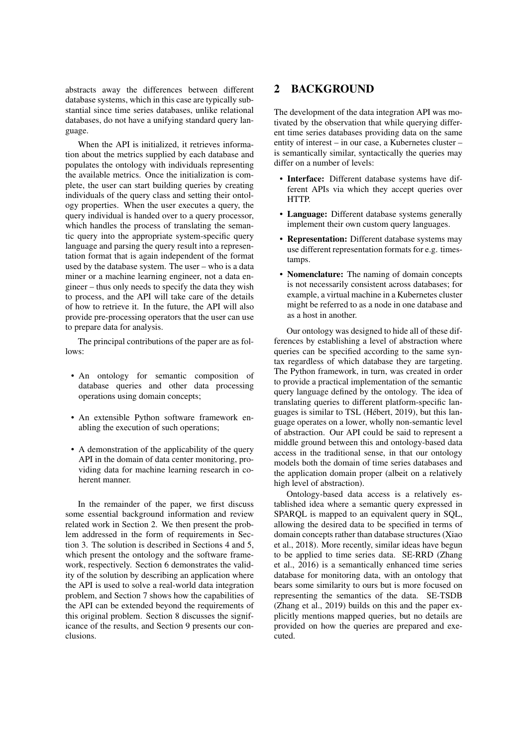abstracts away the differences between different database systems, which in this case are typically substantial since time series databases, unlike relational databases, do not have a unifying standard query language.

When the API is initialized, it retrieves information about the metrics supplied by each database and populates the ontology with individuals representing the available metrics. Once the initialization is complete, the user can start building queries by creating individuals of the query class and setting their ontology properties. When the user executes a query, the query individual is handed over to a query processor, which handles the process of translating the semantic query into the appropriate system-specific query language and parsing the query result into a representation format that is again independent of the format used by the database system. The user – who is a data miner or a machine learning engineer, not a data engineer – thus only needs to specify the data they wish to process, and the API will take care of the details of how to retrieve it. In the future, the API will also provide pre-processing operators that the user can use to prepare data for analysis.

The principal contributions of the paper are as follows:

- An ontology for semantic composition of database queries and other data processing operations using domain concepts;
- An extensible Python software framework enabling the execution of such operations;
- A demonstration of the applicability of the query API in the domain of data center monitoring, providing data for machine learning research in coherent manner.

In the remainder of the paper, we first discuss some essential background information and review related work in Section 2. We then present the problem addressed in the form of requirements in Section 3. The solution is described in Sections 4 and 5, which present the ontology and the software framework, respectively. Section 6 demonstrates the validity of the solution by describing an application where the API is used to solve a real-world data integration problem, and Section 7 shows how the capabilities of the API can be extended beyond the requirements of this original problem. Section 8 discusses the significance of the results, and Section 9 presents our conclusions.

## 2 BACKGROUND

The development of the data integration API was motivated by the observation that while querying different time series databases providing data on the same entity of interest – in our case, a Kubernetes cluster – is semantically similar, syntactically the queries may differ on a number of levels:

- **Interface:** Different database systems have different APIs via which they accept queries over HTTP.
- **Language:** Different database systems generally implement their own custom query languages.
- **Representation:** Different database systems may use different representation formats for e.g. timestamps.
- **Nomenclature:** The naming of domain concepts is not necessarily consistent across databases; for example, a virtual machine in a Kubernetes cluster might be referred to as a node in one database and as a host in another.

Our ontology was designed to hide all of these differences by establishing a level of abstraction where queries can be specified according to the same syntax regardless of which database they are targeting. The Python framework, in turn, was created in order to provide a practical implementation of the semantic query language defined by the ontology. The idea of translating queries to different platform-specific languages is similar to TSL (Hébert, 2019), but this language operates on a lower, wholly non-semantic level of abstraction. Our API could be said to represent a middle ground between this and ontology-based data access in the traditional sense, in that our ontology models both the domain of time series databases and the application domain proper (albeit on a relatively high level of abstraction).

Ontology-based data access is a relatively established idea where a semantic query expressed in SPARQL is mapped to an equivalent query in SQL, allowing the desired data to be specified in terms of domain concepts rather than database structures (Xiao et al., 2018). More recently, similar ideas have begun to be applied to time series data. SE-RRD (Zhang et al., 2016) is a semantically enhanced time series database for monitoring data, with an ontology that bears some similarity to ours but is more focused on representing the semantics of the data. SE-TSDB (Zhang et al., 2019) builds on this and the paper explicitly mentions mapped queries, but no details are provided on how the queries are prepared and executed.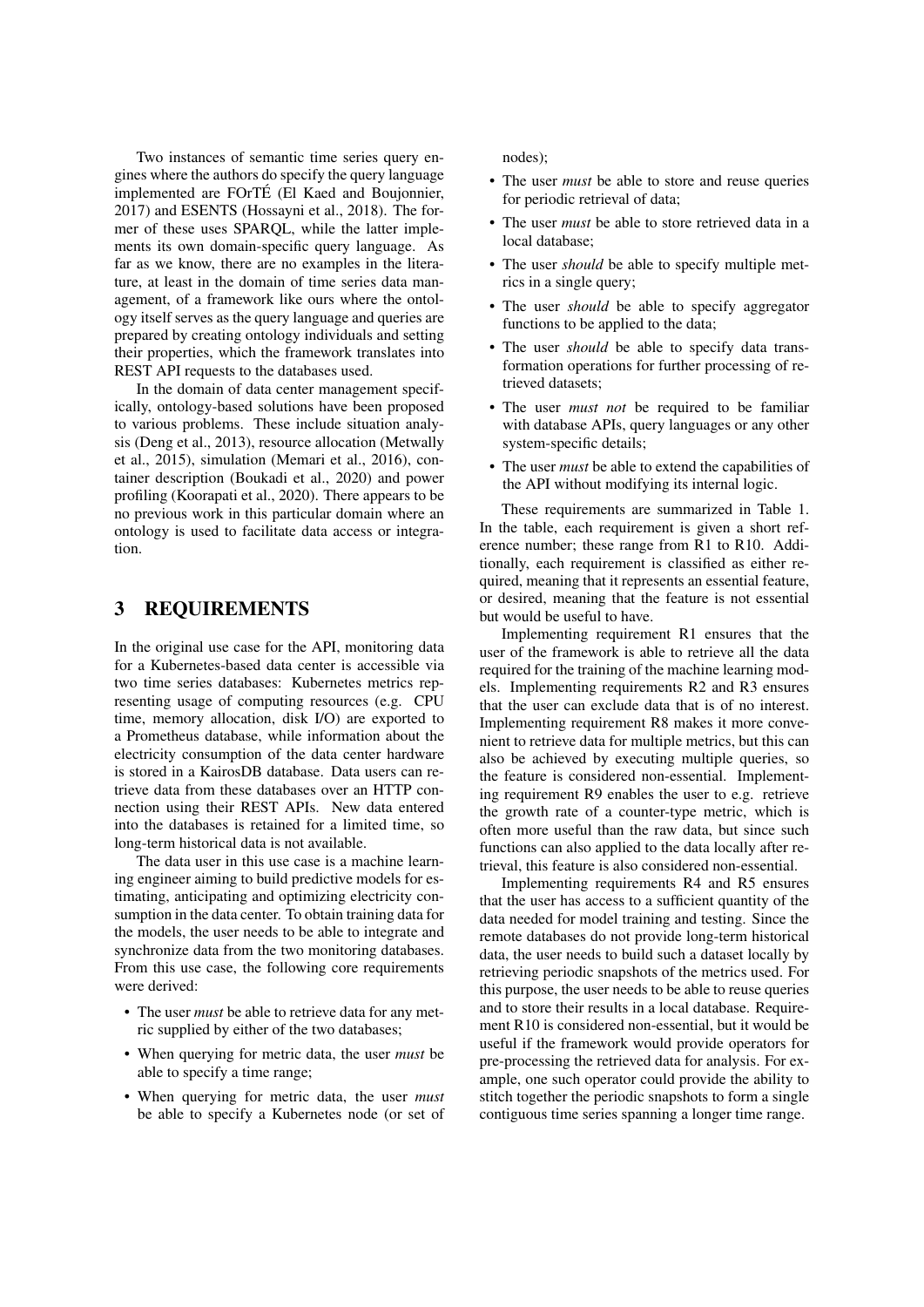Two instances of semantic time series query engines where the authors do specify the query language implemented are FOrTÉ (El Kaed and Boujonnier, 2017) and ESENTS (Hossayni et al., 2018). The former of these uses SPARQL, while the latter implements its own domain-specific query language. As far as we know, there are no examples in the literature, at least in the domain of time series data management, of a framework like ours where the ontology itself serves as the query language and queries are prepared by creating ontology individuals and setting their properties, which the framework translates into REST API requests to the databases used.

In the domain of data center management specifically, ontology-based solutions have been proposed to various problems. These include situation analysis (Deng et al., 2013), resource allocation (Metwally et al., 2015), simulation (Memari et al., 2016), container description (Boukadi et al., 2020) and power profiling (Koorapati et al., 2020). There appears to be no previous work in this particular domain where an ontology is used to facilitate data access or integration.

## 3 REQUIREMENTS

In the original use case for the API, monitoring data for a Kubernetes-based data center is accessible via two time series databases: Kubernetes metrics representing usage of computing resources (e.g. CPU time, memory allocation, disk I/O) are exported to a Prometheus database, while information about the electricity consumption of the data center hardware is stored in a KairosDB database. Data users can retrieve data from these databases over an HTTP connection using their REST APIs. New data entered into the databases is retained for a limited time, so long-term historical data is not available.

The data user in this use case is a machine learning engineer aiming to build predictive models for estimating, anticipating and optimizing electricity consumption in the data center. To obtain training data for the models, the user needs to be able to integrate and synchronize data from the two monitoring databases. From this use case, the following core requirements were derived:

- The user *must* be able to retrieve data for any metric supplied by either of the two databases;
- When querying for metric data, the user *must* be able to specify a time range;
- When querying for metric data, the user *must* be able to specify a Kubernetes node (or set of nodes);
- The user *must* be able to store and reuse queries for periodic retrieval of data;
- The user *must* be able to store retrieved data in a local database;
- The user *should* be able to specify multiple metrics in a single query;
- The user *should* be able to specify aggregator functions to be applied to the data;
- The user *should* be able to specify data transformation operations for further processing of retrieved datasets;
- The user *must not* be required to be familiar with database APIs, query languages or any other system-specific details;
- The user *must* be able to extend the capabilities of the API without modifying its internal logic.

These requirements are summarized in Table 1. In the table, each requirement is given a short reference number; these range from R1 to R10. Additionally, each requirement is classified as either required, meaning that it represents an essential feature, or desired, meaning that the feature is not essential but would be useful to have.

Implementing requirement R1 ensures that the user of the framework is able to retrieve all the data required for the training of the machine learning models. Implementing requirements R2 and R3 ensures that the user can exclude data that is of no interest. Implementing requirement R8 makes it more convenient to retrieve data for multiple metrics, but this can also be achieved by executing multiple queries, so the feature is considered non-essential. Implementing requirement R9 enables the user to e.g. retrieve the growth rate of a counter-type metric, which is often more useful than the raw data, but since such functions can also applied to the data locally after retrieval, this feature is also considered non-essential.

Implementing requirements R4 and R5 ensures that the user has access to a sufficient quantity of the data needed for model training and testing. Since the remote databases do not provide long-term historical data, the user needs to build such a dataset locally by retrieving periodic snapshots of the metrics used. For this purpose, the user needs to be able to reuse queries and to store their results in a local database. Requirement R10 is considered non-essential, but it would be useful if the framework would provide operators for pre-processing the retrieved data for analysis. For example, one such operator could provide the ability to stitch together the periodic snapshots to form a single contiguous time series spanning a longer time range.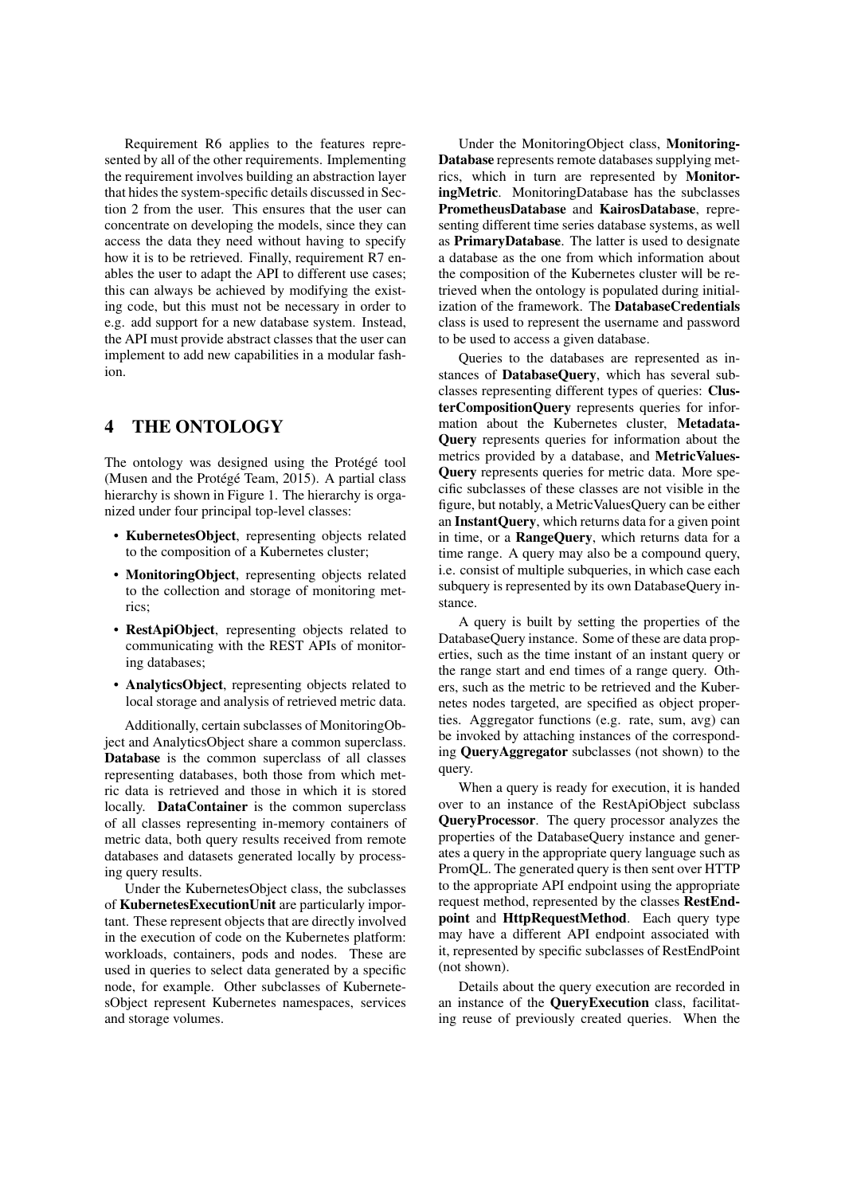Requirement R6 applies to the features represented by all of the other requirements. Implementing the requirement involves building an abstraction layer that hides the system-specific details discussed in Section 2 from the user. This ensures that the user can concentrate on developing the models, since they can access the data they need without having to specify how it is to be retrieved. Finally, requirement R7 enables the user to adapt the API to different use cases; this can always be achieved by modifying the existing code, but this must not be necessary in order to e.g. add support for a new database system. Instead, the API must provide abstract classes that the user can implement to add new capabilities in a modular fashion.

# 4 THE ONTOLOGY

The ontology was designed using the Protégé tool (Musen and the Protégé Team, 2015). A partial class hierarchy is shown in Figure 1. The hierarchy is organized under four principal top-level classes:

- **KubernetesObject**, representing objects related to the composition of a Kubernetes cluster;
- **MonitoringObject**, representing objects related to the collection and storage of monitoring metrics;
- **RestApiObject**, representing objects related to communicating with the REST APIs of monitoring databases;
- **AnalyticsObject**, representing objects related to local storage and analysis of retrieved metric data.

Additionally, certain subclasses of MonitoringObject and AnalyticsObject share a common superclass. **Database** is the common superclass of all classes representing databases, both those from which metric data is retrieved and those in which it is stored locally. **DataContainer** is the common superclass of all classes representing in-memory containers of metric data, both query results received from remote databases and datasets generated locally by processing query results.

Under the KubernetesObject class, the subclasses of **KubernetesExecutionUnit** are particularly important. These represent objects that are directly involved in the execution of code on the Kubernetes platform: workloads, containers, pods and nodes. These are used in queries to select data generated by a specific node, for example. Other subclasses of KubernetesObject represent Kubernetes namespaces, services and storage volumes.

Under the MonitoringObject class, **MonitoringDatabase** represents remote databases supplying metrics, which in turn are represented by **MonitoringMetric**. MonitoringDatabase has the subclasses **PrometheusDatabase** and **KairosDatabase**, representing different time series database systems, as well as **PrimaryDatabase**. The latter is used to designate a database as the one from which information about the composition of the Kubernetes cluster will be retrieved when the ontology is populated during initialization of the framework. The **DatabaseCredentials** class is used to represent the username and password to be used to access a given database.

Queries to the databases are represented as instances of **DatabaseQuery**, which has several subclasses representing different types of queries: **ClusterCompositionQuery** represents queries for information about the Kubernetes cluster, **MetadataQuery** represents queries for information about the metrics provided by a database, and **MetricValuesQuery** represents queries for metric data. More specific subclasses of these classes are not visible in the figure, but notably, a MetricValuesQuery can be either an **InstantQuery**, which returns data for a given point in time, or a **RangeQuery**, which returns data for a time range. A query may also be a compound query, i.e. consist of multiple subqueries, in which case each subquery is represented by its own DatabaseQuery instance.

A query is built by setting the properties of the DatabaseQuery instance. Some of these are data properties, such as the time instant of an instant query or the range start and end times of a range query. Others, such as the metric to be retrieved and the Kubernetes nodes targeted, are specified as object properties. Aggregator functions (e.g. rate, sum, avg) can be invoked by attaching instances of the corresponding **QueryAggregator** subclasses (not shown) to the query.

When a query is ready for execution, it is handed over to an instance of the RestApiObject subclass **QueryProcessor**. The query processor analyzes the properties of the DatabaseQuery instance and generates a query in the appropriate query language such as PromQL. The generated query is then sent over HTTP to the appropriate API endpoint using the appropriate request method, represented by the classes **RestEndpoint** and **HttpRequestMethod**. Each query type may have a different API endpoint associated with it, represented by specific subclasses of RestEndPoint (not shown).

Details about the query execution are recorded in an instance of the **QueryExecution** class, facilitating reuse of previously created queries. When the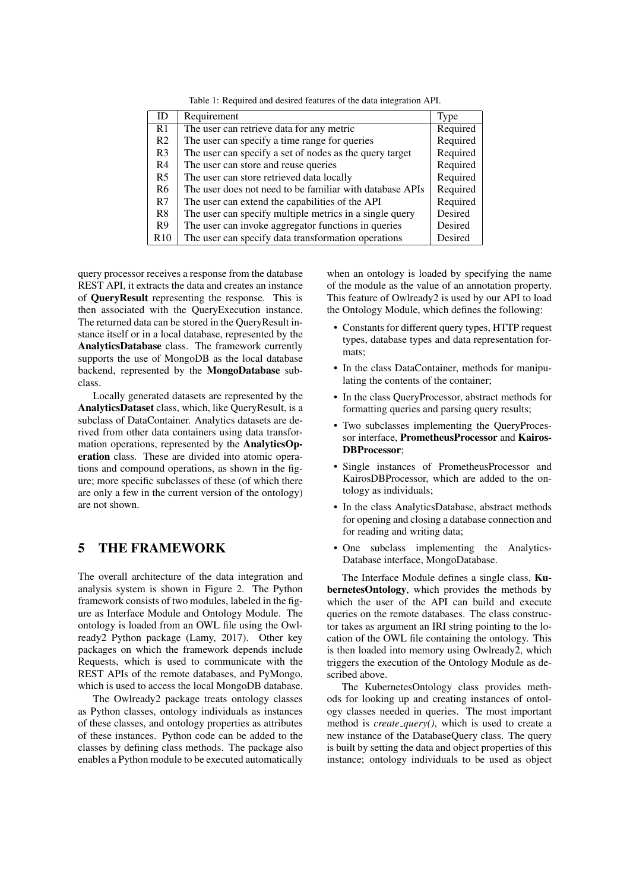Table 1: Required and desired features of the data integration API.

| ID | Requirement | Type |
|---|---|---|
| R1 | The user can retrieve data for any metric | Required |
| R2 | The user can specify a time range for queries | Required |
| R3 | The user can specify a set of nodes as the query target | Required |
| R4 | The user can store and reuse queries | Required |
| R5 | The user can store retrieved data locally | Required |
| R6 | The user does not need to be familiar with database APIs | Required |
| R7 | The user can extend the capabilities of the API | Required |
| R8 | The user can specify multiple metrics in a single query | Desired |
| R9 | The user can invoke aggregator functions in queries | Desired |
| R10 | The user can specify data transformation operations | Desired |

query processor receives a response from the database REST API, it extracts the data and creates an instance of **QueryResult** representing the response. This is then associated with the QueryExecution instance. The returned data can be stored in the QueryResult instance itself or in a local database, represented by the **AnalyticsDatabase** class. The framework currently supports the use of MongoDB as the local database backend, represented by the **MongoDatabase** subclass.

Locally generated datasets are represented by the **AnalyticsDataset** class, which, like QueryResult, is a subclass of DataContainer. Analytics datasets are derived from other data containers using data transformation operations, represented by the **AnalyticsOperation** class. These are divided into atomic operations and compound operations, as shown in the figure; more specific subclasses of these (of which there are only a few in the current version of the ontology) are not shown.

## 5 THE FRAMEWORK

The overall architecture of the data integration and analysis system is shown in Figure 2. The Python framework consists of two modules, labeled in the figure as Interface Module and Ontology Module. The ontology is loaded from an OWL file using the Owlready2 Python package (Lamy, 2017). Other key packages on which the framework depends include Requests, which is used to communicate with the REST APIs of the remote databases, and PyMongo, which is used to access the local MongoDB database.

The Owlready2 package treats ontology classes as Python classes, ontology individuals as instances of these classes, and ontology properties as attributes of these instances. Python code can be added to the classes by defining class methods. The package also enables a Python module to be executed automatically when an ontology is loaded by specifying the name of the module as the value of an annotation property. This feature of Owlready2 is used by our API to load the Ontology Module, which defines the following:

- Constants for different query types, HTTP request types, database types and data representation formats;
- In the class DataContainer, methods for manipulating the contents of the container;
- In the class QueryProcessor, abstract methods for formatting queries and parsing query results;
- Two subclasses implementing the QueryProcessor interface, **PrometheusProcessor** and **KairosDBProcessor**;
- Single instances of PrometheusProcessor and KairosDBProcessor, which are added to the ontology as individuals;
- In the class AnalyticsDatabase, abstract methods for opening and closing a database connection and for reading and writing data;
- One subclass implementing the AnalyticsDatabase interface, MongoDatabase.

The Interface Module defines a single class, **KubernetesOntology**, which provides the methods by which the user of the API can build and execute queries on the remote databases. The class constructor takes as argument an IRI string pointing to the location of the OWL file containing the ontology. This is then loaded into memory using Owlready2, which triggers the execution of the Ontology Module as described above.

The KubernetesOntology class provides methods for looking up and creating instances of ontology classes needed in queries. The most important method is *create_query()*, which is used to create a new instance of the DatabaseQuery class. The query is built by setting the data and object properties of this instance; ontology individuals to be used as object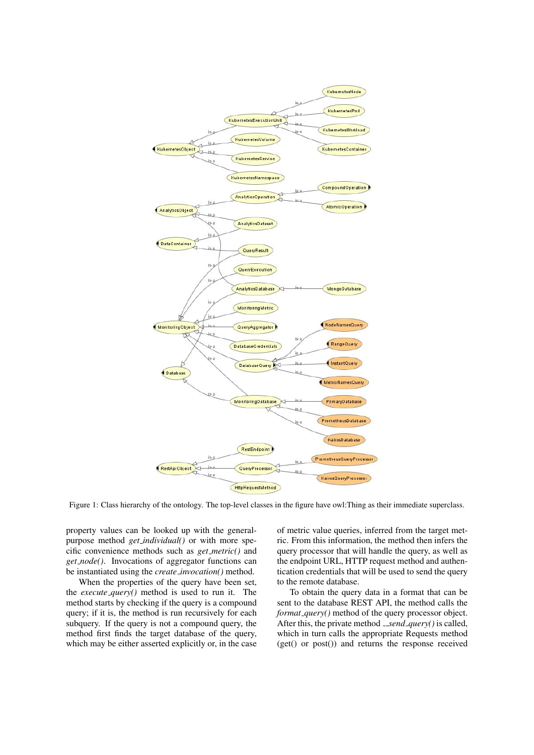Figure 1: Class hierarchy of the ontology. The top-level classes in the figure have owl:Thing as their immediate superclass.

property values can be looked up with the general-purpose method *get_individual()* or with more specific convenience methods such as *get_metric()* and *get_node()*. Invocations of aggregator functions can be instantiated using the *create_invocation()* method.

When the properties of the query have been set, the *execute_query()* method is used to run it. The method starts by checking if the query is a compound query; if it is, the method is run recursively for each subquery. If the query is not a compound query, the method first finds the target database of the query, which may be either asserted explicitly or, in the case of metric value queries, inferred from the target metric. From this information, the method then infers the query processor that will handle the query, as well as the endpoint URL, HTTP request method and authentication credentials that will be used to send the query to the remote database.

To obtain the query data in a format that can be sent to the database REST API, the method calls the *format_query()* method of the query processor object. After this, the private method *__send_query()* is called, which in turn calls the appropriate Requests method (get() or post()) and returns the response received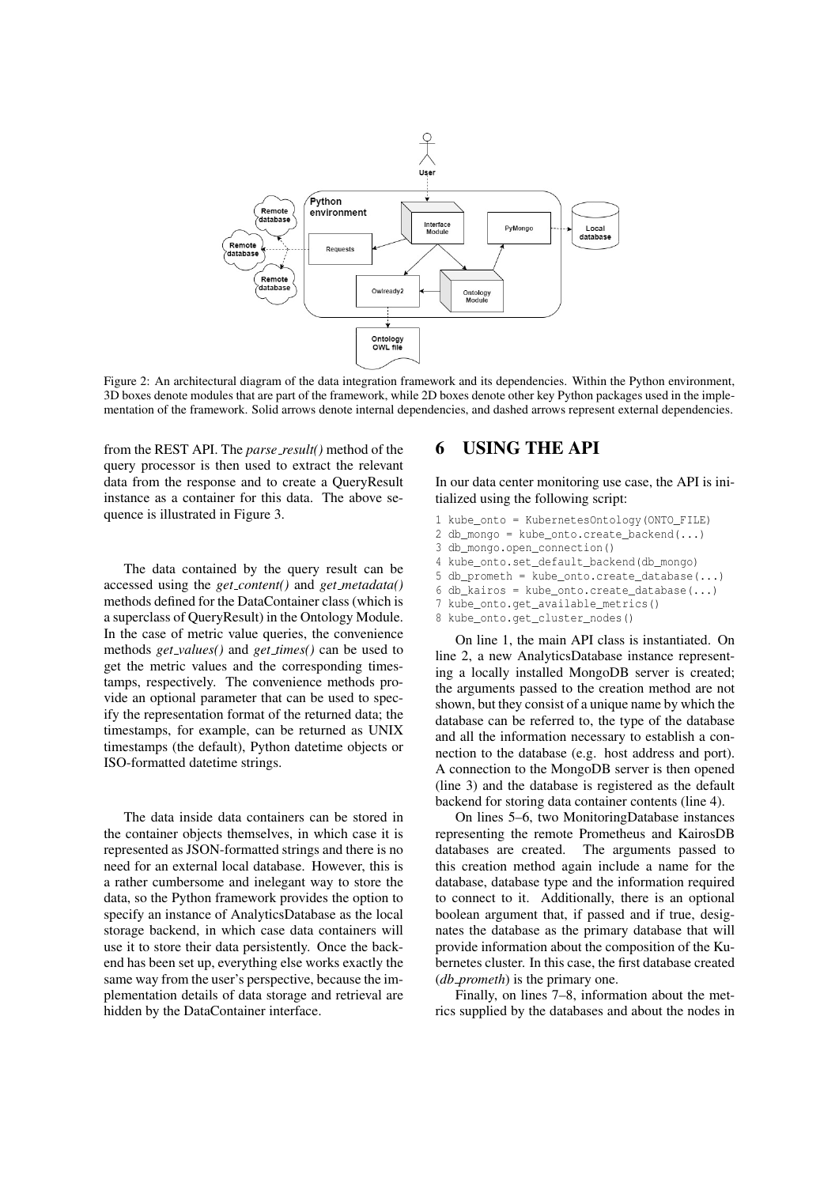Figure 2: An architectural diagram of the data integration framework and its dependencies. Within the Python environment, 3D boxes denote modules that are part of the framework, while 2D boxes denote other key Python packages used in the implementation of the framework. Solid arrows denote internal dependencies, and dashed arrows represent external dependencies.

from the REST API. The *parse_result()* method of the query processor is then used to extract the relevant data from the response and to create a QueryResult instance as a container for this data. The above sequence is illustrated in Figure 3.

The data contained by the query result can be accessed using the *get_content()* and *get_metadata()* methods defined for the DataContainer class (which is a superclass of QueryResult) in the Ontology Module. In the case of metric value queries, the convenience methods *get_values()* and *get_times()* can be used to get the metric values and the corresponding timestamps, respectively. The convenience methods provide an optional parameter that can be used to specify the representation format of the returned data; the timestamps, for example, can be returned as UNIX timestamps (the default), Python datetime objects or ISO-formatted datetime strings.

The data inside data containers can be stored in the container objects themselves, in which case it is represented as JSON-formatted strings and there is no need for an external local database. However, this is a rather cumbersome and inelegant way to store the data, so the Python framework provides the option to specify an instance of AnalyticsDatabase as the local storage backend, in which case data containers will use it to store their data persistently. Once the backend has been set up, everything else works exactly the same way from the user's perspective, because the implementation details of data storage and retrieval are hidden by the DataContainer interface.

# 6 USING THE API

In our data center monitoring use case, the API is initialized using the following script:

```
1 kube_onto = KubernetesOntology(ONTO_FILE)
2 db_mongo = kube_onto.create_backend(...)
3 db_mongo.open_connection()
4 kube_onto.set_default_backend(db_mongo)
5 db_prometh = kube_onto.create_database(...)
6 db_kairos = kube_onto.create_database(...)
7 kube_onto.get_available_metrics()
8 kube_onto.get_cluster_nodes()
```

On line 1, the main API class is instantiated. On line 2, a new AnalyticsDatabase instance representing a locally installed MongoDB server is created; the arguments passed to the creation method are not shown, but they consist of a unique name by which the database can be referred to, the type of the database and all the information necessary to establish a connection to the database (e.g. host address and port). A connection to the MongoDB server is then opened (line 3) and the database is registered as the default backend for storing data container contents (line 4).

On lines 5–6, two MonitoringDatabase instances representing the remote Prometheus and KairosDB databases are created. The arguments passed to this creation method again include a name for the database, database type and the information required to connect to it. Additionally, there is an optional boolean argument that, if passed and if true, designates the database as the primary database that will provide information about the composition of the Kubernetes cluster. In this case, the first database created (*db_prometh*) is the primary one.

Finally, on lines 7–8, information about the metrics supplied by the databases and about the nodes in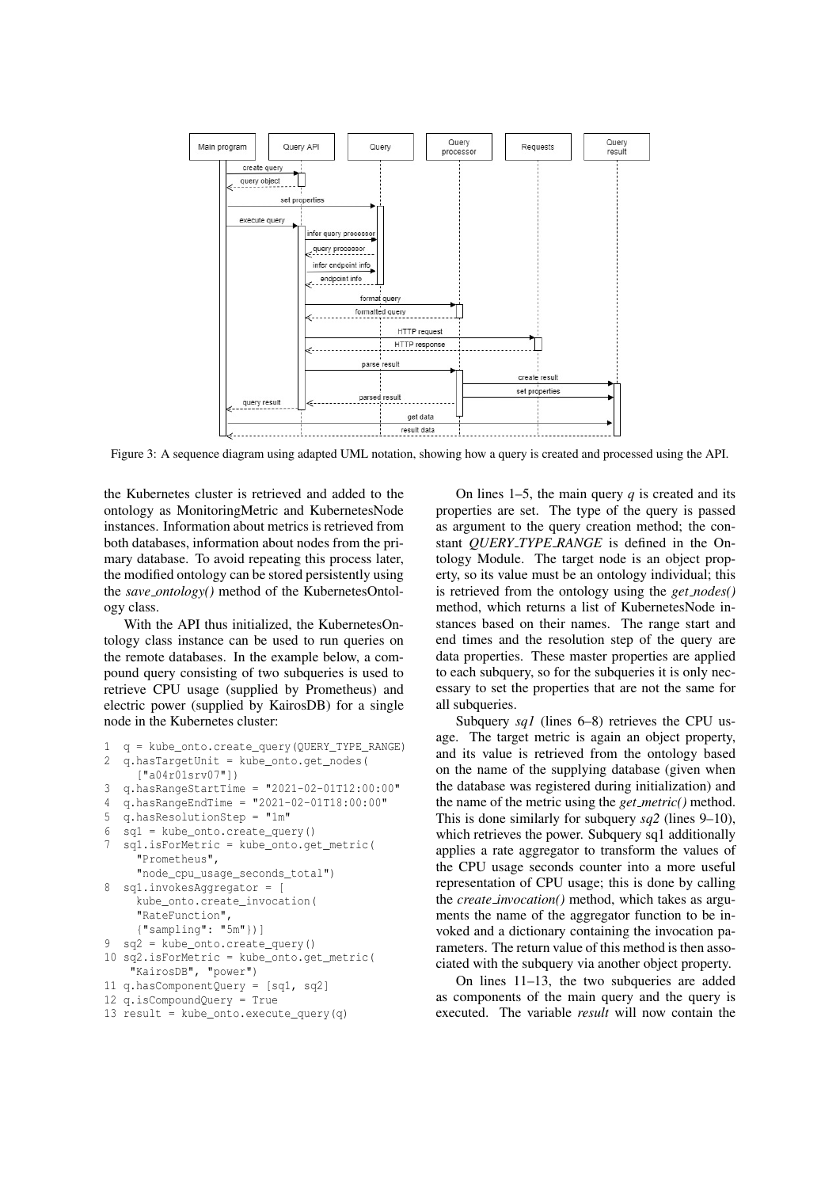Figure 3: A sequence diagram using adapted UML notation, showing how a query is created and processed using the API.

the Kubernetes cluster is retrieved and added to the ontology as MonitoringMetric and KubernetesNode instances. Information about metrics is retrieved from both databases, information about nodes from the primary database. To avoid repeating this process later, the modified ontology can be stored persistently using the *save_ontology()* method of the KubernetesOntology class.

With the API thus initialized, the KubernetesOntology class instance can be used to run queries on the remote databases. In the example below, a compound query consisting of two subqueries is used to retrieve CPU usage (supplied by Prometheus) and electric power (supplied by KairosDB) for a single node in the Kubernetes cluster:

```
1  q = kube_onto.create_query(QUERY_TYPE_RANGE)
2  q.hasTargetUnit = kube_onto.get_nodes(
     ["a04r01srv07"])
3  q.hasRangeStartTime = "2021-02-01T12:00:00"
4  q.hasRangeEndTime = "2021-02-01T18:00:00"
5  q.hasResolutionStep = "1m"
6  sq1 = kube_onto.create_query()
7  sq1.isForMetric = kube_onto.get_metric(
     "Prometheus",
     "node_cpu_usage_seconds_total")
8  sq1.invokesAggregator = [
     kube_onto.create_invocation(
     "RateFunction",
     {"sampling": "5m"})]
9  sq2 = kube_onto.create_query()
10 sq2.isForMetric = kube_onto.get_metric(
    "KairosDB", "power")
11 q.hasComponentQuery = [sq1, sq2]
12 q.isCompoundQuery = True
13 result = kube_onto.execute_query(q)
```

On lines 1–5, the main query *q* is created and its properties are set. The type of the query is passed as argument to the query creation method; the constant *QUERY_TYPE_RANGE* is defined in the Ontology Module. The target node is an object property, so its value must be an ontology individual; this is retrieved from the ontology using the *get_nodes()* method, which returns a list of KubernetesNode instances based on their names. The range start and end times and the resolution step of the query are data properties. These master properties are applied to each subquery, so for the subqueries it is only necessary to set the properties that are not the same for all subqueries.

Subquery *sq1* (lines 6–8) retrieves the CPU usage. The target metric is again an object property, and its value is retrieved from the ontology based on the name of the supplying database (given when the database was registered during initialization) and the name of the metric using the *get_metric()* method. This is done similarly for subquery *sq2* (lines 9–10), which retrieves the power. Subquery sq1 additionally applies a rate aggregator to transform the values of the CPU usage seconds counter into a more useful representation of CPU usage; this is done by calling the *create_invocation()* method, which takes as arguments the name of the aggregator function to be invoked and a dictionary containing the invocation parameters. The return value of this method is then associated with the subquery via another object property.

On lines 11–13, the two subqueries are added as components of the main query and the query is executed. The variable *result* will now contain the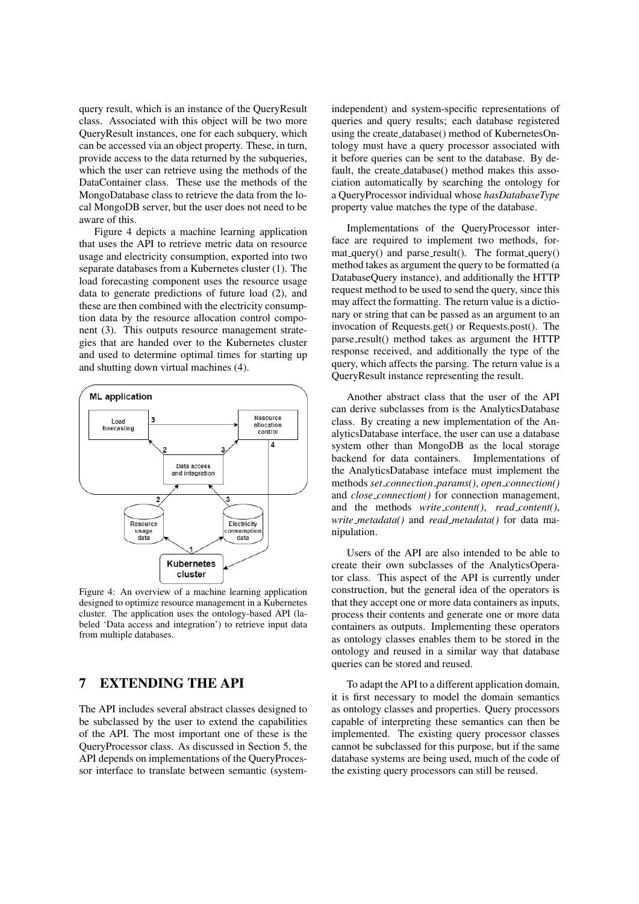query result, which is an instance of the QueryResult class. Associated with this object will be two more QueryResult instances, one for each subquery, which can be accessed via an object property. These, in turn, provide access to the data returned by the subqueries, which the user can retrieve using the methods of the DataContainer class. These use the methods of the MongoDatabase class to retrieve the data from the local MongoDB server, but the user does not need to be aware of this.

Figure 4 depicts a machine learning application that uses the API to retrieve metric data on resource usage and electricity consumption, exported into two separate databases from a Kubernetes cluster (1). The load forecasting component uses the resource usage data to generate predictions of future load (2), and these are then combined with the electricity consumption data by the resource allocation control component (3). This outputs resource management strategies that are handed over to the Kubernetes cluster and used to determine optimal times for starting up and shutting down virtual machines (4).

Figure 4: An overview of a machine learning application designed to optimize resource management in a Kubernetes cluster. The application uses the ontology-based API (labeled 'Data access and integration') to retrieve input data from multiple databases.

## 7 EXTENDING THE API

The API includes several abstract classes designed to be subclassed by the user to extend the capabilities of the API. The most important one of these is the QueryProcessor class. As discussed in Section 5, the API depends on implementations of the QueryProcessor interface to translate between semantic (system-independent) and system-specific representations of queries and query results; each database registered using the create_database() method of KubernetesOntology must have a query processor associated with it before queries can be sent to the database. By default, the create_database() method makes this association automatically by searching the ontology for a QueryProcessor individual whose *hasDatabaseType* property value matches the type of the database.

Implementations of the QueryProcessor interface are required to implement two methods, format_query() and parse_result(). The format_query() method takes as argument the query to be formatted (a DatabaseQuery instance), and additionally the HTTP request method to be used to send the query, since this may affect the formatting. The return value is a dictionary or string that can be passed as an argument to an invocation of Requests.get() or Requests.post(). The parse_result() method takes as argument the HTTP response received, and additionally the type of the query, which affects the parsing. The return value is a QueryResult instance representing the result.

Another abstract class that the user of the API can derive subclasses from is the AnalyticsDatabase class. By creating a new implementation of the AnalyticsDatabase interface, the user can use a database system other than MongoDB as the local storage backend for data containers. Implementations of the AnalyticsDatabase inteface must implement the methods *set_connection_params()*, *open_connection()* and *close_connection()* for connection management, and the methods *write_content()*, *read_content()*, *write_metadata()* and *read_metadata()* for data manipulation.

Users of the API are also intended to be able to create their own subclasses of the AnalyticsOperator class. This aspect of the API is currently under construction, but the general idea of the operators is that they accept one or more data containers as inputs, process their contents and generate one or more data containers as outputs. Implementing these operators as ontology classes enables them to be stored in the ontology and reused in a similar way that database queries can be stored and reused.

To adapt the API to a different application domain, it is first necessary to model the domain semantics as ontology classes and properties. Query processors capable of interpreting these semantics can then be implemented. The existing query processor classes cannot be subclassed for this purpose, but if the same database systems are being used, much of the code of the existing query processors can still be reused.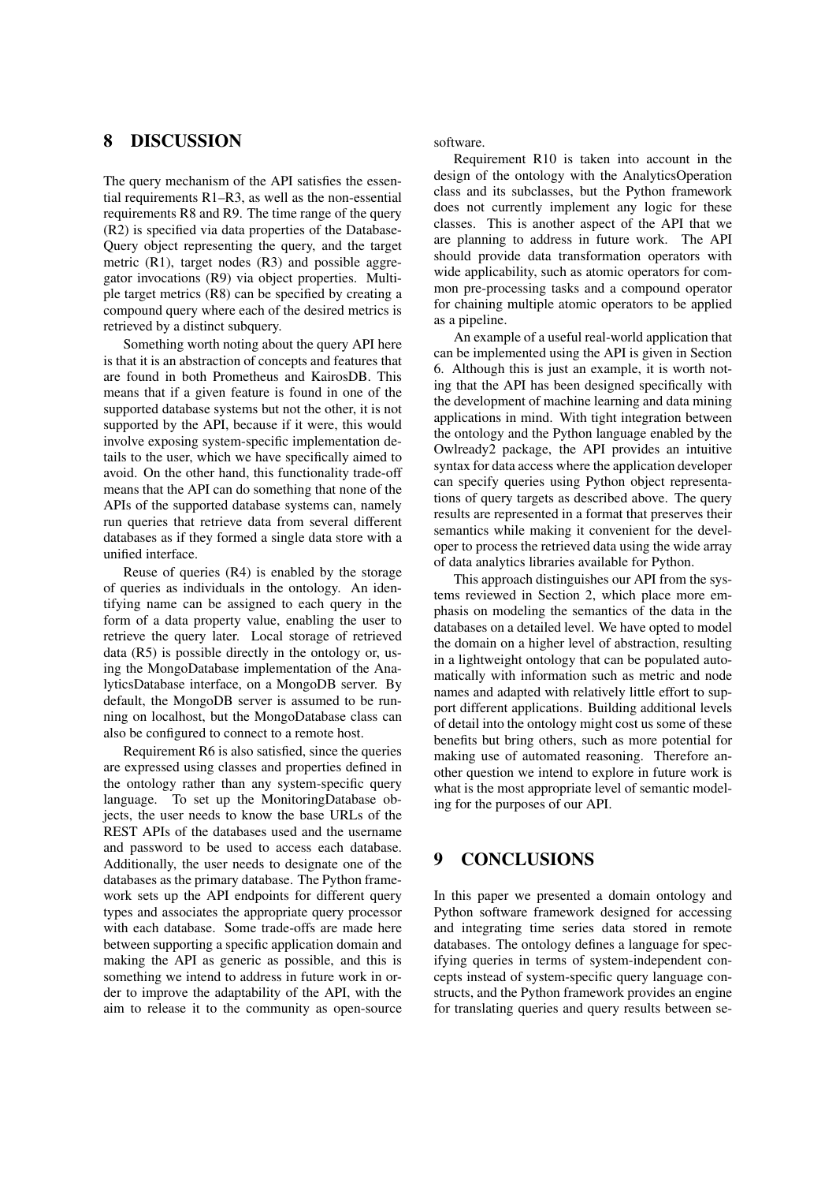## 8 DISCUSSION

The query mechanism of the API satisfies the essential requirements R1–R3, as well as the non-essential requirements R8 and R9. The time range of the query (R2) is specified via data properties of the DatabaseQuery object representing the query, and the target metric (R1), target nodes (R3) and possible aggregator invocations (R9) via object properties. Multiple target metrics (R8) can be specified by creating a compound query where each of the desired metrics is retrieved by a distinct subquery.

Something worth noting about the query API here is that it is an abstraction of concepts and features that are found in both Prometheus and KairosDB. This means that if a given feature is found in one of the supported database systems but not the other, it is not supported by the API, because if it were, this would involve exposing system-specific implementation details to the user, which we have specifically aimed to avoid. On the other hand, this functionality trade-off means that the API can do something that none of the APIs of the supported database systems can, namely run queries that retrieve data from several different databases as if they formed a single data store with a unified interface.

Reuse of queries (R4) is enabled by the storage of queries as individuals in the ontology. An identifying name can be assigned to each query in the form of a data property value, enabling the user to retrieve the query later. Local storage of retrieved data (R5) is possible directly in the ontology or, using the MongoDatabase implementation of the AnalyticsDatabase interface, on a MongoDB server. By default, the MongoDB server is assumed to be running on localhost, but the MongoDatabase class can also be configured to connect to a remote host.

Requirement R6 is also satisfied, since the queries are expressed using classes and properties defined in the ontology rather than any system-specific query language. To set up the MonitoringDatabase objects, the user needs to know the base URLs of the REST APIs of the databases used and the username and password to be used to access each database. Additionally, the user needs to designate one of the databases as the primary database. The Python framework sets up the API endpoints for different query types and associates the appropriate query processor with each database. Some trade-offs are made here between supporting a specific application domain and making the API as generic as possible, and this is something we intend to address in future work in order to improve the adaptability of the API, with the aim to release it to the community as open-source software.

Requirement R10 is taken into account in the design of the ontology with the AnalyticsOperation class and its subclasses, but the Python framework does not currently implement any logic for these classes. This is another aspect of the API that we are planning to address in future work. The API should provide data transformation operators with wide applicability, such as atomic operators for common pre-processing tasks and a compound operator for chaining multiple atomic operators to be applied as a pipeline.

An example of a useful real-world application that can be implemented using the API is given in Section 6. Although this is just an example, it is worth noting that the API has been designed specifically with the development of machine learning and data mining applications in mind. With tight integration between the ontology and the Python language enabled by the Owlready2 package, the API provides an intuitive syntax for data access where the application developer can specify queries using Python object representations of query targets as described above. The query results are represented in a format that preserves their semantics while making it convenient for the developer to process the retrieved data using the wide array of data analytics libraries available for Python.

This approach distinguishes our API from the systems reviewed in Section 2, which place more emphasis on modeling the semantics of the data in the databases on a detailed level. We have opted to model the domain on a higher level of abstraction, resulting in a lightweight ontology that can be populated automatically with information such as metric and node names and adapted with relatively little effort to support different applications. Building additional levels of detail into the ontology might cost us some of these benefits but bring others, such as more potential for making use of automated reasoning. Therefore another question we intend to explore in future work is what is the most appropriate level of semantic modeling for the purposes of our API.

## 9 CONCLUSIONS

In this paper we presented a domain ontology and Python software framework designed for accessing and integrating time series data stored in remote databases. The ontology defines a language for specifying queries in terms of system-independent concepts instead of system-specific query language constructs, and the Python framework provides an engine for translating queries and query results between se-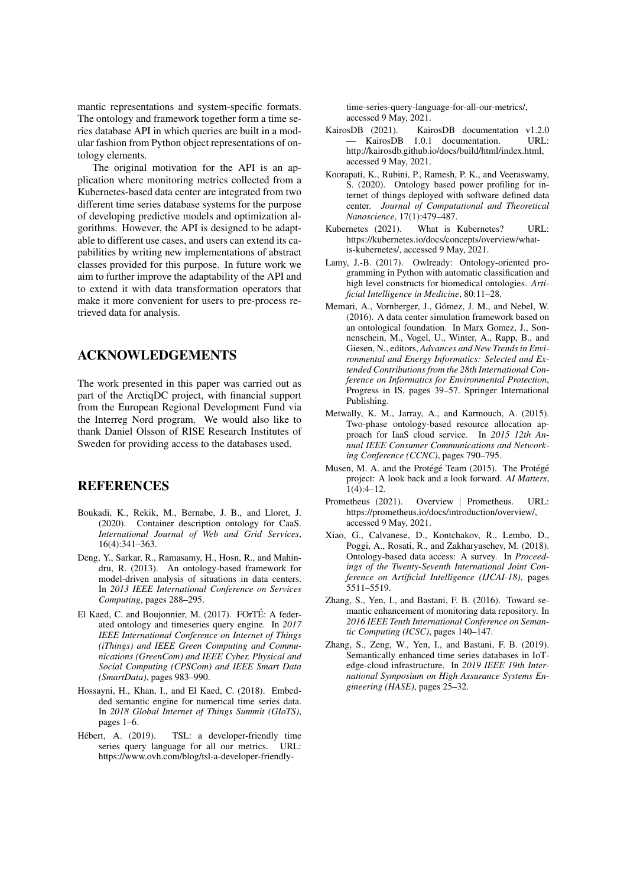mantic representations and system-specific formats. The ontology and framework together form a time series database API in which queries are built in a modular fashion from Python object representations of ontology elements.

The original motivation for the API is an application where monitoring metrics collected from a Kubernetes-based data center are integrated from two different time series database systems for the purpose of developing predictive models and optimization algorithms. However, the API is designed to be adaptable to different use cases, and users can extend its capabilities by writing new implementations of abstract classes provided for this purpose. In future work we aim to further improve the adaptability of the API and to extend it with data transformation operators that make it more convenient for users to pre-process retrieved data for analysis.

## ACKNOWLEDGEMENTS

The work presented in this paper was carried out as part of the ArctiqDC project, with financial support from the European Regional Development Fund via the Interreg Nord program. We would also like to thank Daniel Olsson of RISE Research Institutes of Sweden for providing access to the databases used.

## REFERENCES

Boukadi, K., Rekik, M., Bernabe, J. B., and Lloret, J. (2020). Container description ontology for CaaS. *International Journal of Web and Grid Services*, 16(4):341–363.

Deng, Y., Sarkar, R., Ramasamy, H., Hosn, R., and Mahindru, R. (2013). An ontology-based framework for model-driven analysis of situations in data centers. In *2013 IEEE International Conference on Services Computing*, pages 288–295.

El Kaed, C. and Boujonnier, M. (2017). FOrTÉ: A federated ontology and timeseries query engine. In *2017 IEEE International Conference on Internet of Things (iThings) and IEEE Green Computing and Communications (GreenCom) and IEEE Cyber, Physical and Social Computing (CPSCom) and IEEE Smart Data (SmartData)*, pages 983–990.

Hossayni, H., Khan, I., and El Kaed, C. (2018). Embedded semantic engine for numerical time series data. In *2018 Global Internet of Things Summit (GIoTS)*, pages 1–6.

Hébert, A. (2019). TSL: a developer-friendly time series query language for all our metrics. URL: https://www.ovh.com/blog/tsl-a-developer-friendly-time-series-query-language-for-all-our-metrics/, accessed 9 May, 2021.

KairosDB (2021). KairosDB documentation v1.2.0 — KairosDB 1.0.1 documentation. URL: http://kairosdb.github.io/docs/build/html/index.html, accessed 9 May, 2021.

Koorapati, K., Rubini, P., Ramesh, P. K., and Veeraswamy, S. (2020). Ontology based power profiling for internet of things deployed with software defined data center. *Journal of Computational and Theoretical Nanoscience*, 17(1):479–487.

Kubernetes (2021). What is Kubernetes? URL: https://kubernetes.io/docs/concepts/overview/what-is-kubernetes/, accessed 9 May, 2021.

Lamy, J.-B. (2017). Owlready: Ontology-oriented programming in Python with automatic classification and high level constructs for biomedical ontologies. *Artificial Intelligence in Medicine*, 80:11–28.

Memari, A., Vornberger, J., Gómez, J. M., and Nebel, W. (2016). A data center simulation framework based on an ontological foundation. In Marx Gomez, J., Sonnenschein, M., Vogel, U., Winter, A., Rapp, B., and Giesen, N., editors, *Advances and New Trends in Environmental and Energy Informatics: Selected and Extended Contributions from the 28th International Conference on Informatics for Environmental Protection*, Progress in IS, pages 39–57. Springer International Publishing.

Metwally, K. M., Jarray, A., and Karmouch, A. (2015). Two-phase ontology-based resource allocation approach for IaaS cloud service. In *2015 12th Annual IEEE Consumer Communications and Networking Conference (CCNC)*, pages 790–795.

Musen, M. A. and the Protégé Team (2015). The Protégé project: A look back and a look forward. *AI Matters*, 1(4):4–12.

Prometheus (2021). Overview | Prometheus. URL: https://prometheus.io/docs/introduction/overview/, accessed 9 May, 2021.

Xiao, G., Calvanese, D., Kontchakov, R., Lembo, D., Poggi, A., Rosati, R., and Zakharyaschev, M. (2018). Ontology-based data access: A survey. In *Proceedings of the Twenty-Seventh International Joint Conference on Artificial Intelligence (IJCAI-18)*, pages 5511–5519.

Zhang, S., Yen, I., and Bastani, F. B. (2016). Toward semantic enhancement of monitoring data repository. In *2016 IEEE Tenth International Conference on Semantic Computing (ICSC)*, pages 140–147.

Zhang, S., Zeng, W., Yen, I., and Bastani, F. B. (2019). Semantically enhanced time series databases in IoT-edge-cloud infrastructure. In *2019 IEEE 19th International Symposium on High Assurance Systems Engineering (HASE)*, pages 25–32.